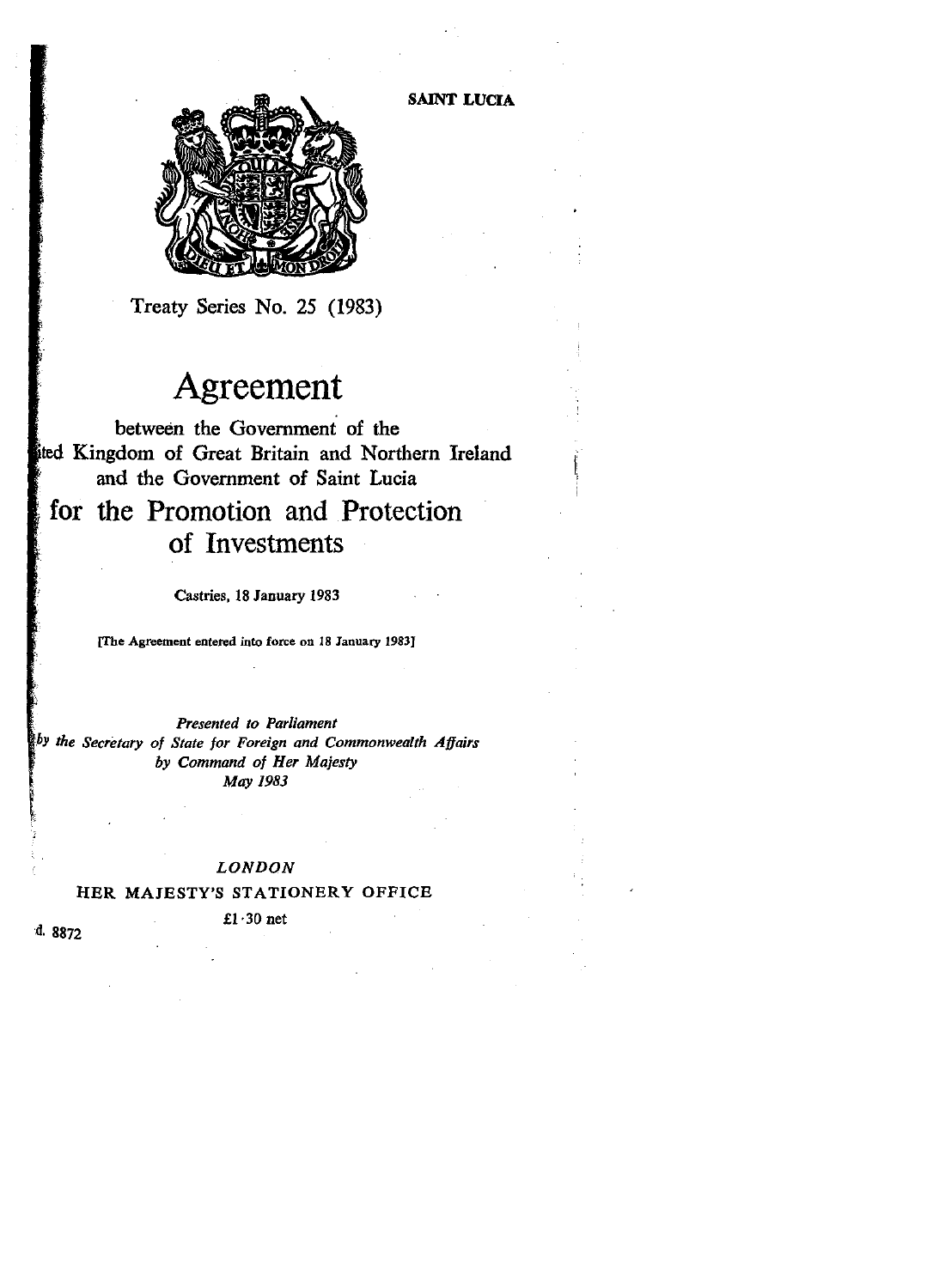SAINT LUCIA

Treaty Series No. 25 (1983)

# Agreement

between the Government of the
United Kingdom of Great Britain and Northern Ireland
and the Government of Saint Lucia

# for the Promotion and Protection of Investments

Castries, 18 January 1983

[The Agreement entered into force on 18 January 1983]

*Presented to Parliament*
*by the Secretary of State for Foreign and Commonwealth Affairs*
*by Command of Her Majesty*
*May 1983*

*LONDON*

HER MAJESTY'S STATIONERY OFFICE

£1·30 net

Cmnd. 8872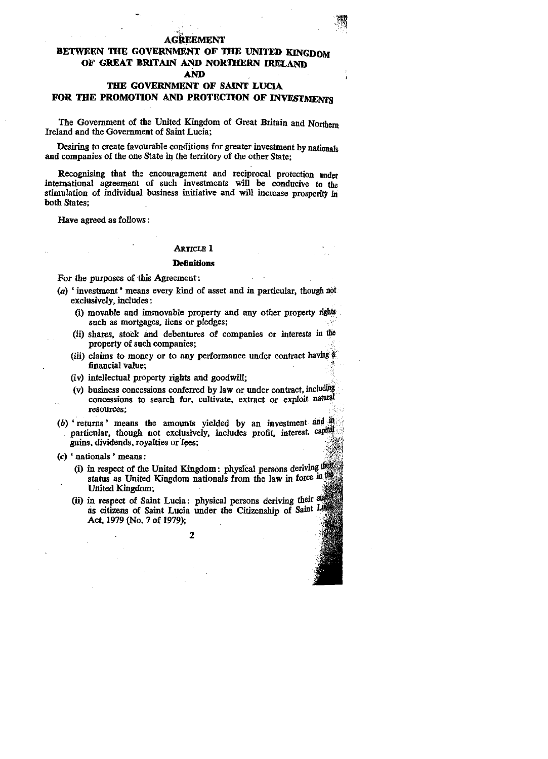# AGREEMENT

## BETWEEN THE GOVERNMENT OF THE UNITED KINGDOM OF GREAT BRITAIN AND NORTHERN IRELAND AND THE GOVERNMENT OF SAINT LUCIA FOR THE PROMOTION AND PROTECTION OF INVESTMENTS

The Government of the United Kingdom of Great Britain and Northern Ireland and the Government of Saint Lucia;

Desiring to create favourable conditions for greater investment by nationals and companies of the one State in the territory of the other State;

Recognising that the encouragement and reciprocal protection under international agreement of such investments will be conducive to the stimulation of individual business initiative and will increase prosperity in both States;

Have agreed as follows:

### ARTICLE 1

### Definitions

For the purposes of this Agreement:

(a) 'investment' means every kind of asset and in particular, though not exclusively, includes:

- (i) movable and immovable property and any other property rights such as mortgages, liens or pledges;
- (ii) shares, stock and debentures of companies or interests in the property of such companies;
- (iii) claims to money or to any performance under contract having a financial value;
- (iv) intellectual property rights and goodwill;
- (v) business concessions conferred by law or under contract, including concessions to search for, cultivate, extract or exploit natural resources;

(b) 'returns' means the amounts yielded by an investment and in particular, though not exclusively, includes profit, interest, capital gains, dividends, royalties or fees;

(c) 'nationals' means:

- (i) in respect of the United Kingdom: physical persons deriving their status as United Kingdom nationals from the law in force in the United Kingdom;
- (ii) in respect of Saint Lucia: physical persons deriving their status as citizens of Saint Lucia under the Citizenship of Saint Lucia Act, 1979 (No. 7 of 1979);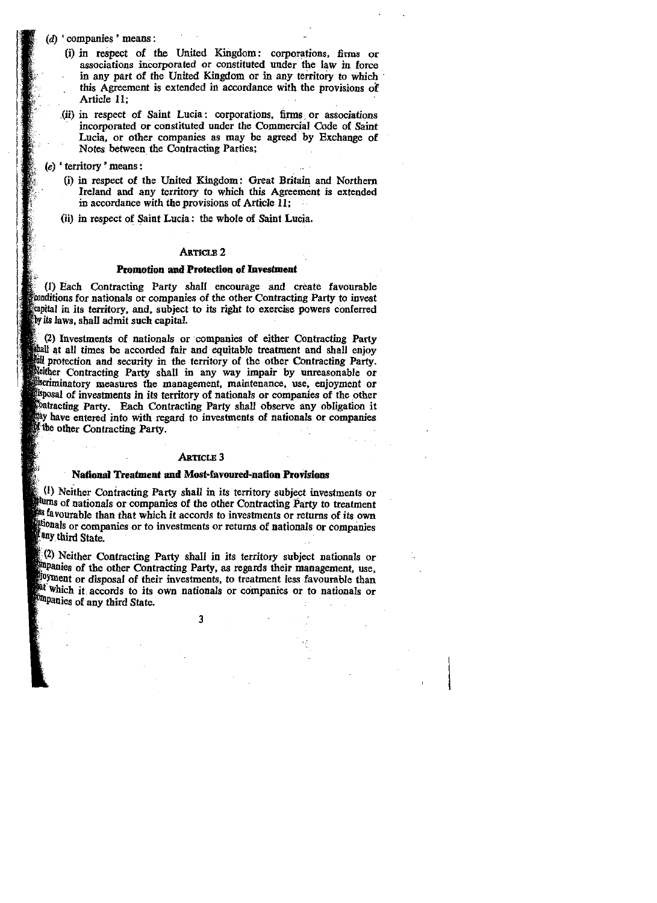(d) 'companies' means:

(i) in respect of the United Kingdom: corporations, firms or associations incorporated or constituted under the law in force in any part of the United Kingdom or in any territory to which this Agreement is extended in accordance with the provisions of Article 11;

(ii) in respect of Saint Lucia: corporations, firms or associations incorporated or constituted under the Commercial Code of Saint Lucia, or other companies as may be agreed by Exchange of Notes between the Contracting Parties;

(e) 'territory' means:

(i) in respect of the United Kingdom: Great Britain and Northern Ireland and any territory to which this Agreement is extended in accordance with the provisions of Article 11;

(ii) in respect of Saint Lucia: the whole of Saint Lucia.

## ARTICLE 2

### Promotion and Protection of Investment

(1) Each Contracting Party shall encourage and create favourable conditions for nationals or companies of the other Contracting Party to invest capital in its territory, and, subject to its right to exercise powers conferred by its laws, shall admit such capital.

(2) Investments of nationals or companies of either Contracting Party shall at all times be accorded fair and equitable treatment and shall enjoy full protection and security in the territory of the other Contracting Party. Neither Contracting Party shall in any way impair by unreasonable or discriminatory measures the management, maintenance, use, enjoyment or disposal of investments in its territory of nationals or companies of the other Contracting Party. Each Contracting Party shall observe any obligation it may have entered into with regard to investments of nationals or companies of the other Contracting Party.

## ARTICLE 3

### National Treatment and Most-favoured-nation Provisions

(1) Neither Contracting Party shall in its territory subject investments or returns of nationals or companies of the other Contracting Party to treatment less favourable than that which it accords to investments or returns of its own nationals or companies or to investments or returns of nationals or companies of any third State.

(2) Neither Contracting Party shall in its territory subject nationals or companies of the other Contracting Party, as regards their management, use, enjoyment or disposal of their investments, to treatment less favourable than that which it accords to its own nationals or companies or to nationals or companies of any third State.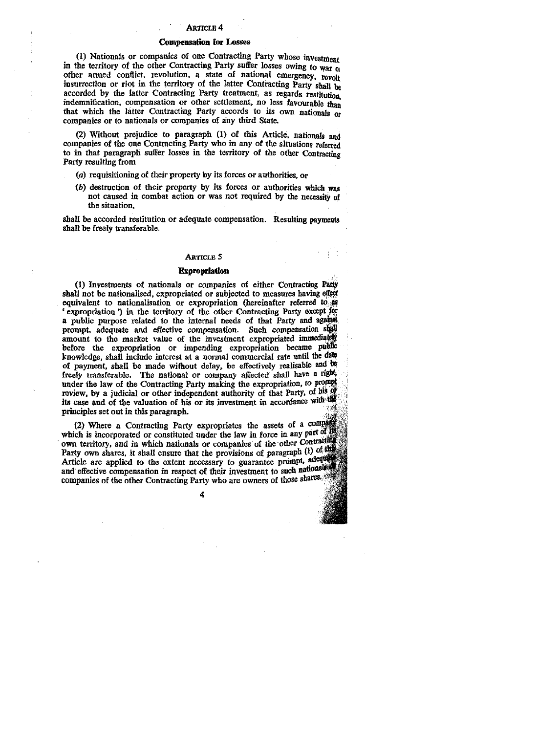## ARTICLE 4

### Compensation for Losses

(1) Nationals or companies of one Contracting Party whose investment in the territory of the other Contracting Party suffer losses owing to war or other armed conflict, revolution, a state of national emergency, revolt insurrection or riot in the territory of the latter Contracting Party shall be accorded by the latter Contracting Party treatment, as regards restitution, indemnification, compensation or other settlement, no less favourable than that which the latter Contracting Party accords to its own nationals or companies or to nationals or companies of any third State.

(2) Without prejudice to paragraph (1) of this Article, nationals and companies of the one Contracting Party who in any of the situations referred to in that paragraph suffer losses in the territory of the other Contracting Party resulting from

- (*a*) requisitioning of their property by its forces or authorities, or
- (*b*) destruction of their property by its forces or authorities which was not caused in combat action or was not required by the necessity of the situation,

shall be accorded restitution or adequate compensation. Resulting payments shall be freely transferable.

## ARTICLE 5

### Expropriation

(1) Investments of nationals or companies of either Contracting Party shall not be nationalised, expropriated or subjected to measures having effect equivalent to nationalisation or expropriation (hereinafter referred to as 'expropriation') in the territory of the other Contracting Party except for a public purpose related to the internal needs of that Party and against prompt, adequate and effective compensation. Such compensation shall amount to the market value of the investment expropriated immediately before the expropriation or impending expropriation became public knowledge, shall include interest at a normal commercial rate until the date of payment, shall be made without delay, be effectively realisable and be freely transferable. The national or company affected shall have a right, under the law of the Contracting Party making the expropriation, to prompt review, by a judicial or other independent authority of that Party, of his or its case and of the valuation of his or its investment in accordance with the principles set out in this paragraph.

(2) Where a Contracting Party expropriates the assets of a company which is incorporated or constituted under the law in force in any part of its own territory, and in which nationals or companies of the other Contracting Party own shares, it shall ensure that the provisions of paragraph (1) of this Article are applied to the extent necessary to guarantee prompt, adequate and effective compensation in respect of their investment to such nationals or companies of the other Contracting Party who are owners of those shares.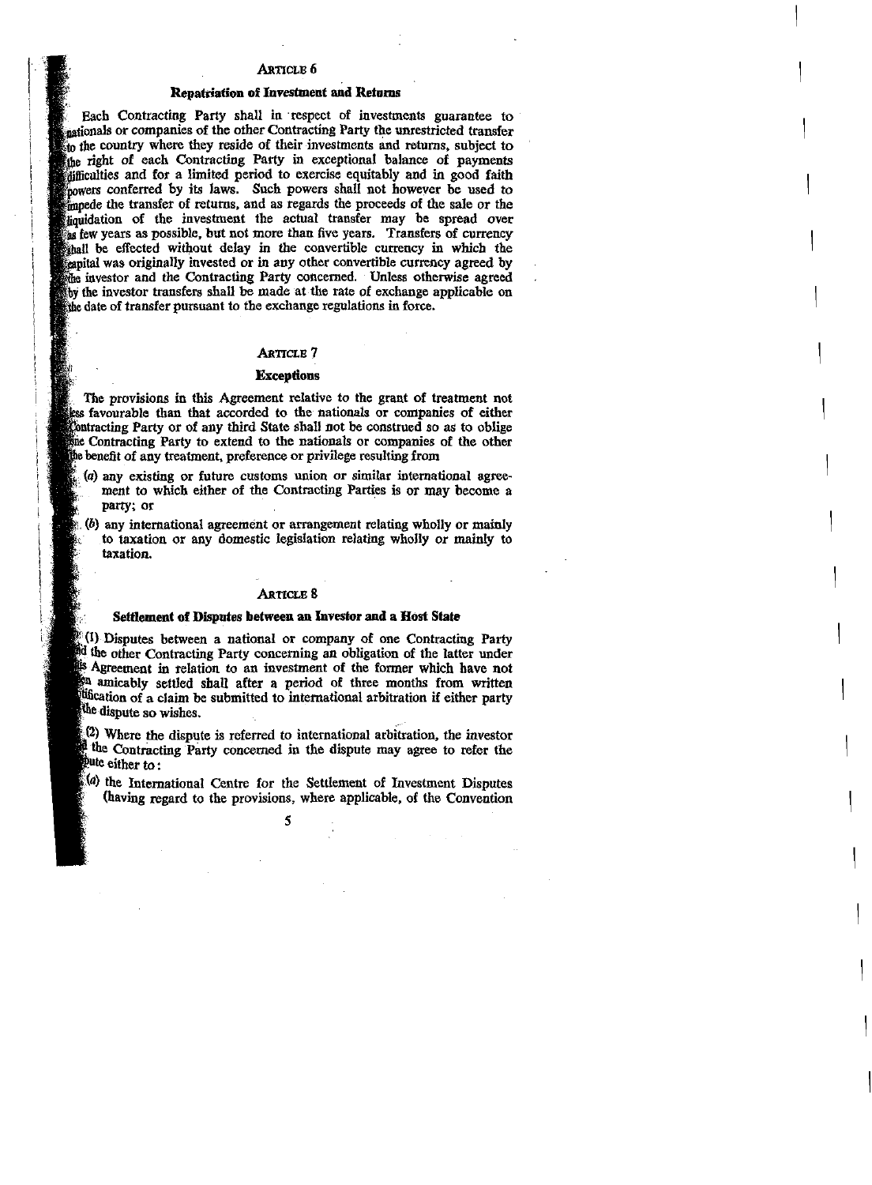## Article 6

### Repatriation of Investment and Returns

Each Contracting Party shall in respect of investments guarantee to nationals or companies of the other Contracting Party the unrestricted transfer to the country where they reside of their investments and returns, subject to the right of each Contracting Party in exceptional balance of payments difficulties and for a limited period to exercise equitably and in good faith powers conferred by its laws. Such powers shall not however be used to impede the transfer of returns, and as regards the proceeds of the sale or the liquidation of the investment the actual transfer may be spread over as few years as possible, but not more than five years. Transfers of currency shall be effected without delay in the convertible currency in which the capital was originally invested or in any other convertible currency agreed by the investor and the Contracting Party concerned. Unless otherwise agreed by the investor transfers shall be made at the rate of exchange applicable on the date of transfer pursuant to the exchange regulations in force.

## Article 7

### Exceptions

The provisions in this Agreement relative to the grant of treatment not less favourable than that accorded to the nationals or companies of either Contracting Party or of any third State shall not be construed so as to oblige one Contracting Party to extend to the nationals or companies of the other the benefit of any treatment, preference or privilege resulting from

(*a*) any existing or future customs union or similar international agreement to which either of the Contracting Parties is or may become a party; or

(*b*) any international agreement or arrangement relating wholly or mainly to taxation or any domestic legislation relating wholly or mainly to taxation.

## Article 8

### Settlement of Disputes between an Investor and a Host State

(1) Disputes between a national or company of one Contracting Party and the other Contracting Party concerning an obligation of the latter under this Agreement in relation to an investment of the former which have not been amicably settled shall after a period of three months from written notification of a claim be submitted to international arbitration if either party to the dispute so wishes.

(2) Where the dispute is referred to international arbitration, the investor and the Contracting Party concerned in the dispute may agree to refer the dispute either to:

(*a*) the International Centre for the Settlement of Investment Disputes (having regard to the provisions, where applicable, of the Convention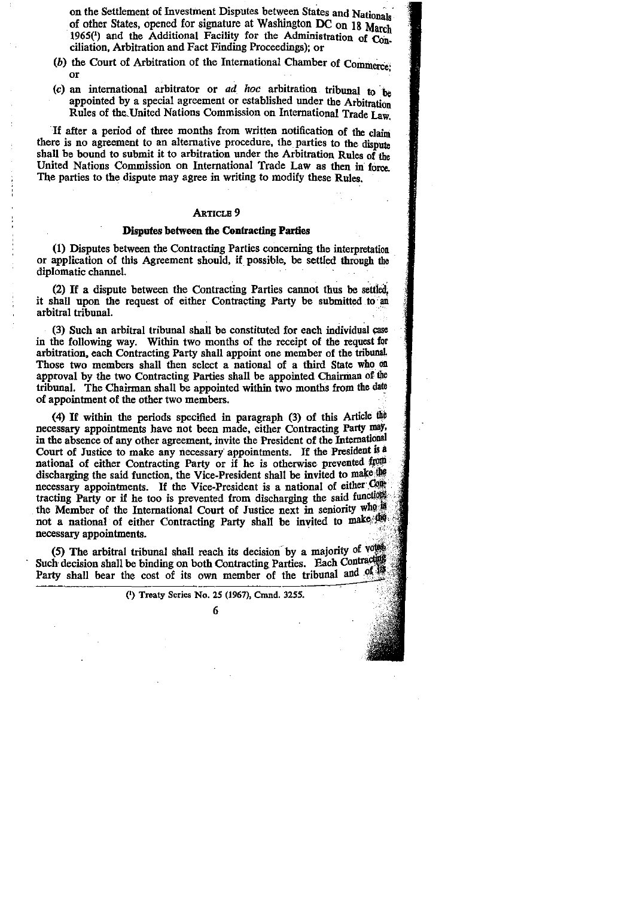on the Settlement of Investment Disputes between States and Nationals of other States, opened for signature at Washington DC on 18 March 1965[1] and the Additional Facility for the Administration of Conciliation, Arbitration and Fact Finding Proceedings); or

(*b*) the Court of Arbitration of the International Chamber of Commerce; or

(*c*) an international arbitrator or *ad hoc* arbitration tribunal to be appointed by a special agreement or established under the Arbitration Rules of the United Nations Commission on International Trade Law.

If after a period of three months from written notification of the claim there is no agreement to an alternative procedure, the parties to the dispute shall be bound to submit it to arbitration under the Arbitration Rules of the United Nations Commission on International Trade Law as then in force. The parties to the dispute may agree in writing to modify these Rules.

## Article 9

### Disputes between the Contracting Parties

(1) Disputes between the Contracting Parties concerning the interpretation or application of this Agreement should, if possible, be settled through the diplomatic channel.

(2) If a dispute between the Contracting Parties cannot thus be settled, it shall upon the request of either Contracting Party be submitted to an arbitral tribunal.

(3) Such an arbitral tribunal shall be constituted for each individual case in the following way. Within two months of the receipt of the request for arbitration, each Contracting Party shall appoint one member of the tribunal. Those two members shall then select a national of a third State who on approval by the two Contracting Parties shall be appointed Chairman of the tribunal. The Chairman shall be appointed within two months from the date of appointment of the other two members.

(4) If within the periods specified in paragraph (3) of this Article the necessary appointments have not been made, either Contracting Party may, in the absence of any other agreement, invite the President of the International Court of Justice to make any necessary appointments. If the President is a national of either Contracting Party or if he is otherwise prevented from discharging the said function, the Vice-President shall be invited to make the necessary appointments. If the Vice-President is a national of either Contracting Party or if he too is prevented from discharging the said function the Member of the International Court of Justice next in seniority who is not a national of either Contracting Party shall be invited to make the necessary appointments.

(5) The arbitral tribunal shall reach its decision by a majority of votes. Such decision shall be binding on both Contracting Parties. Each Contracting Party shall bear the cost of its own member of the tribunal and of its

[1] Treaty Series No. 25 (1967), Cmnd. 3255.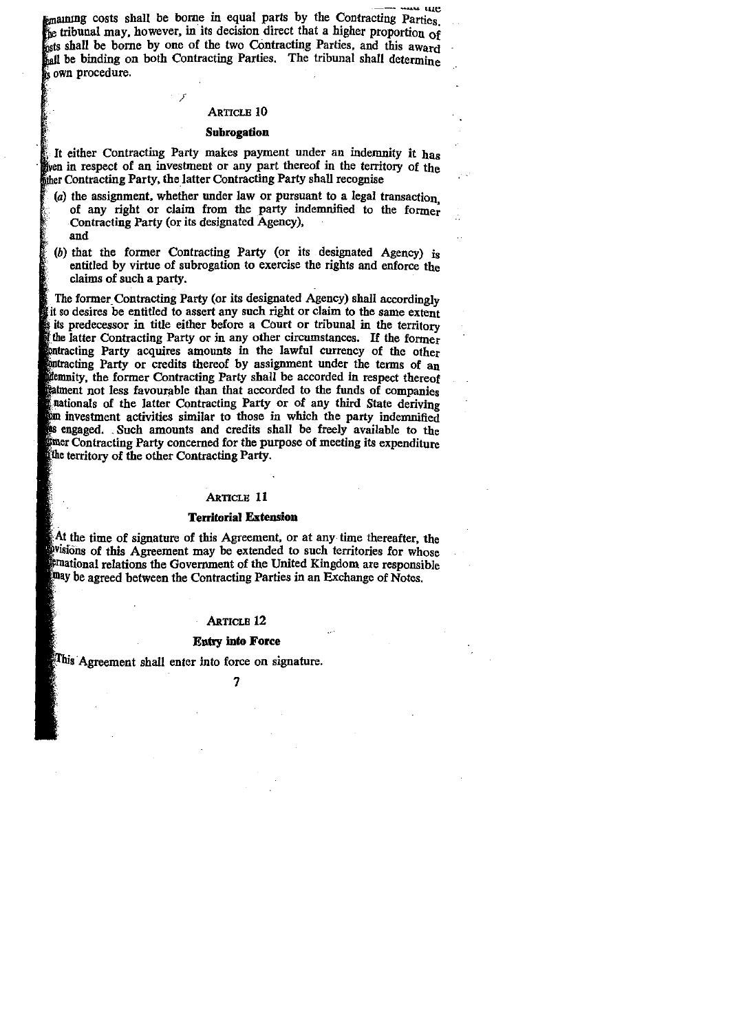remaining costs shall be borne in equal parts by the Contracting Parties. The tribunal may, however, in its decision direct that a higher proportion of costs shall be borne by one of the two Contracting Parties, and this award shall be binding on both Contracting Parties. The tribunal shall determine its own procedure.

## ARTICLE 10

### Subrogation

If either Contracting Party makes payment under an indemnity it has given in respect of an investment or any part thereof in the territory of the other Contracting Party, the latter Contracting Party shall recognise

(a) the assignment, whether under law or pursuant to a legal transaction, of any right or claim from the party indemnified to the former Contracting Party (or its designated Agency),
and

(b) that the former Contracting Party (or its designated Agency) is entitled by virtue of subrogation to exercise the rights and enforce the claims of such a party.

The former Contracting Party (or its designated Agency) shall accordingly if it so desires be entitled to assert any such right or claim to the same extent as its predecessor in title either before a Court or tribunal in the territory of the latter Contracting Party or in any other circumstances. If the former Contracting Party acquires amounts in the lawful currency of the other Contracting Party or credits thereof by assignment under the terms of an indemnity, the former Contracting Party shall be accorded in respect thereof treatment not less favourable than that accorded to the funds of companies or nationals of the latter Contracting Party or of any third State deriving from investment activities similar to those in which the party indemnified was engaged. Such amounts and credits shall be freely available to the former Contracting Party concerned for the purpose of meeting its expenditure in the territory of the other Contracting Party.

## ARTICLE 11

### Territorial Extension

At the time of signature of this Agreement, or at any time thereafter, the provisions of this Agreement may be extended to such territories for whose international relations the Government of the United Kingdom are responsible as may be agreed between the Contracting Parties in an Exchange of Notes.

## ARTICLE 12

### Entry into Force

This Agreement shall enter into force on signature.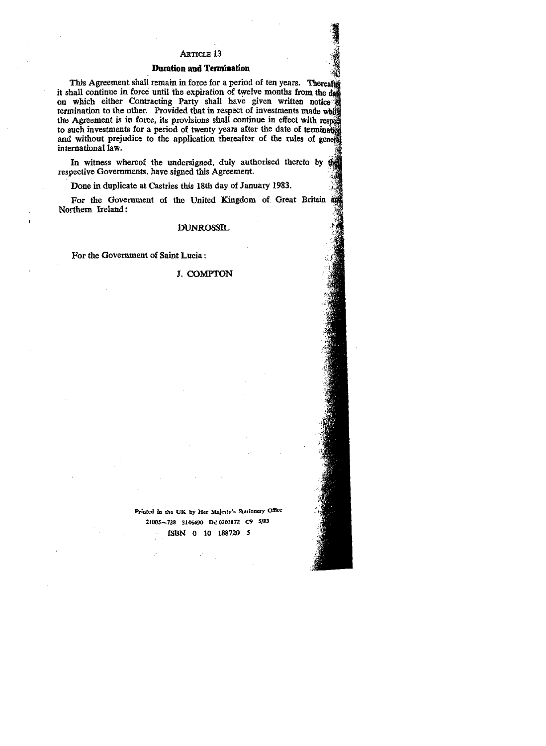## ARTICLE 13

### Duration and Termination

This Agreement shall remain in force for a period of ten years. Thereafter it shall continue in force until the expiration of twelve months from the date on which either Contracting Party shall have given written notice of termination to the other. Provided that in respect of investments made while the Agreement is in force, its provisions shall continue in effect with respect to such investments for a period of twenty years after the date of termination and without prejudice to the application thereafter of the rules of general international law.

In witness whereof the undersigned, duly authorised thereto by their respective Governments, have signed this Agreement.

Done in duplicate at Castries this 18th day of January 1983.

For the Government of the United Kingdom of Great Britain and Northern Ireland:

DUNROSSIL

For the Government of Saint Lucia:

J. COMPTON

Printed in the UK by Her Majesty's Stationery Office
21005—738 3146490 Dd 0301872 C9 5/83
ISBN 0 10 188720 5